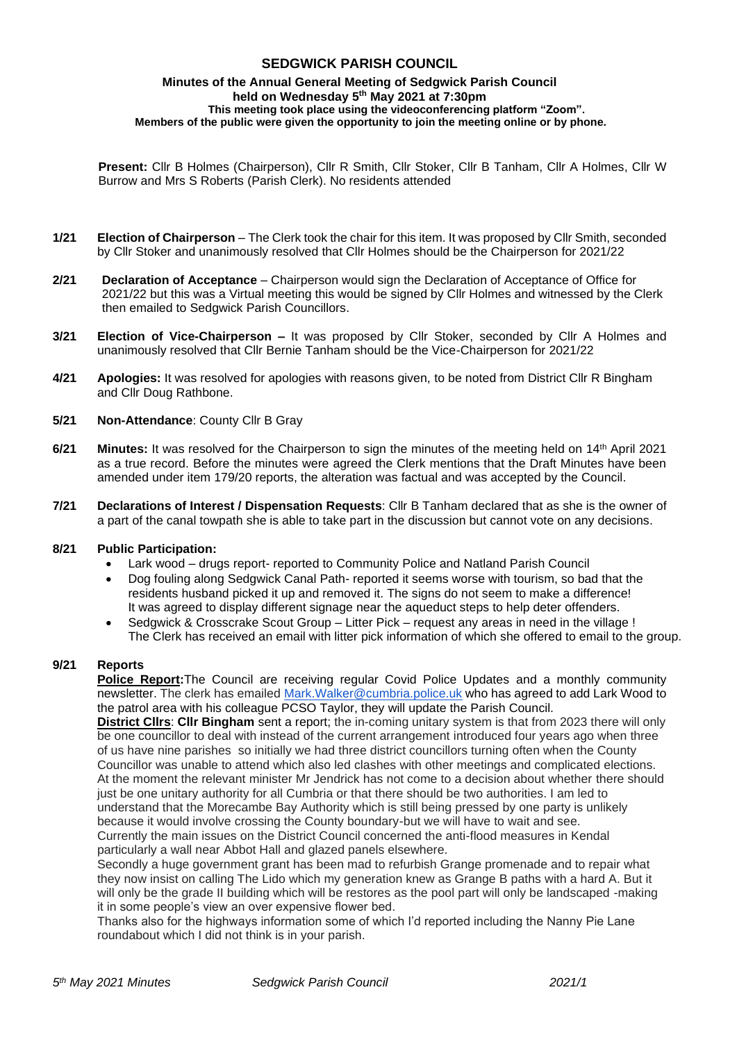# SEDGWICK PARISH COUNCIL

**Minutes of the Annual General Meeting of Sedgwick Parish Council held on Wednesday 5th May 2021 at 7:30pm**
**This meeting took place using the videoconferencing platform "Zoom".**
**Members of the public were given the opportunity to join the meeting online or by phone.**

**Present:** Cllr B Holmes (Chairperson), Cllr R Smith, Cllr Stoker, Cllr B Tanham, Cllr A Holmes, Cllr W Burrow and Mrs S Roberts (Parish Clerk). No residents attended

**1/21 Election of Chairperson** – The Clerk took the chair for this item. It was proposed by Cllr Smith, seconded by Cllr Stoker and unanimously resolved that Cllr Holmes should be the Chairperson for 2021/22

**2/21 Declaration of Acceptance** – Chairperson would sign the Declaration of Acceptance of Office for 2021/22 but this was a Virtual meeting this would be signed by Cllr Holmes and witnessed by the Clerk then emailed to Sedgwick Parish Councillors.

**3/21 Election of Vice-Chairperson –** It was proposed by Cllr Stoker, seconded by Cllr A Holmes and unanimously resolved that Cllr Bernie Tanham should be the Vice-Chairperson for 2021/22

**4/21 Apologies:** It was resolved for apologies with reasons given, to be noted from District Cllr R Bingham and Cllr Doug Rathbone.

**5/21 Non-Attendance**: County Cllr B Gray

**6/21 Minutes:** It was resolved for the Chairperson to sign the minutes of the meeting held on 14th April 2021 as a true record. Before the minutes were agreed the Clerk mentions that the Draft Minutes have been amended under item 179/20 reports, the alteration was factual and was accepted by the Council.

**7/21 Declarations of Interest / Dispensation Requests**: Cllr B Tanham declared that as she is the owner of a part of the canal towpath she is able to take part in the discussion but cannot vote on any decisions.

**8/21 Public Participation:**

- Lark wood – drugs report- reported to Community Police and Natland Parish Council
- Dog fouling along Sedgwick Canal Path- reported it seems worse with tourism, so bad that the residents husband picked it up and removed it. The signs do not seem to make a difference! It was agreed to display different signage near the aqueduct steps to help deter offenders.
- Sedgwick & Crosscrake Scout Group – Litter Pick – request any areas in need in the village ! The Clerk has received an email with litter pick information of which she offered to email to the group.

**9/21 Reports**

**Police Report:** The Council are receiving regular Covid Police Updates and a monthly community newsletter. The clerk has emailed Mark.Walker@cumbria.police.uk who has agreed to add Lark Wood to the patrol area with his colleague PCSO Taylor, they will update the Parish Council.

**District Cllrs**: **Cllr Bingham** sent a report; the in-coming unitary system is that from 2023 there will only be one councillor to deal with instead of the current arrangement introduced four years ago when three of us have nine parishes so initially we had three district councillors turning often when the County Councillor was unable to attend which also led clashes with other meetings and complicated elections. At the moment the relevant minister Mr Jendrick has not come to a decision about whether there should just be one unitary authority for all Cumbria or that there should be two authorities. I am led to understand that the Morecambe Bay Authority which is still being pressed by one party is unlikely because it would involve crossing the County boundary-but we will have to wait and see.

Currently the main issues on the District Council concerned the anti-flood measures in Kendal particularly a wall near Abbot Hall and glazed panels elsewhere.

Secondly a huge government grant has been mad to refurbish Grange promenade and to repair what they now insist on calling The Lido which my generation knew as Grange B paths with a hard A. But it will only be the grade II building which will be restores as the pool part will only be landscaped -making it in some people's view an over expensive flower bed.

Thanks also for the highways information some of which I'd reported including the Nanny Pie Lane roundabout which I did not think is in your parish.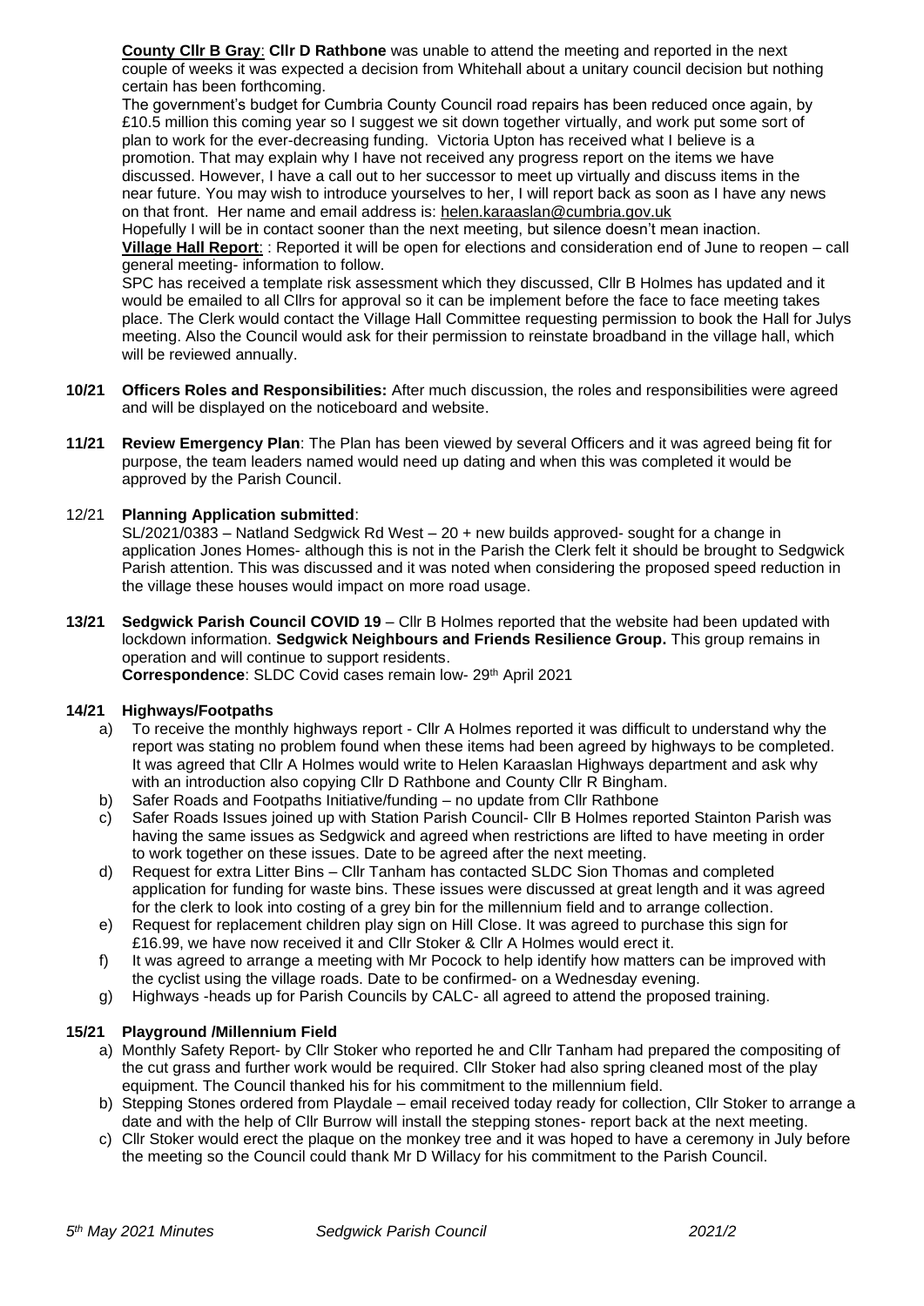**County Cllr B Gray**: **Cllr D Rathbone** was unable to attend the meeting and reported in the next couple of weeks it was expected a decision from Whitehall about a unitary council decision but nothing certain has been forthcoming.

The government's budget for Cumbria County Council road repairs has been reduced once again, by £10.5 million this coming year so I suggest we sit down together virtually, and work put some sort of plan to work for the ever-decreasing funding. Victoria Upton has received what I believe is a promotion. That may explain why I have not received any progress report on the items we have discussed. However, I have a call out to her successor to meet up virtually and discuss items in the near future. You may wish to introduce yourselves to her, I will report back as soon as I have any news on that front. Her name and email address is: helen.karaaslan@cumbria.gov.uk

Hopefully I will be in contact sooner than the next meeting, but silence doesn't mean inaction.

**Village Hall Report**: : Reported it will be open for elections and consideration end of June to reopen – call general meeting- information to follow.

SPC has received a template risk assessment which they discussed, Cllr B Holmes has updated and it would be emailed to all Cllrs for approval so it can be implement before the face to face meeting takes place. The Clerk would contact the Village Hall Committee requesting permission to book the Hall for Julys meeting. Also the Council would ask for their permission to reinstate broadband in the village hall, which will be reviewed annually.

**10/21 Officers Roles and Responsibilities:** After much discussion, the roles and responsibilities were agreed and will be displayed on the noticeboard and website.

**11/21 Review Emergency Plan**: The Plan has been viewed by several Officers and it was agreed being fit for purpose, the team leaders named would need up dating and when this was completed it would be approved by the Parish Council.

12/21 **Planning Application submitted**:

SL/2021/0383 – Natland Sedgwick Rd West – 20 + new builds approved- sought for a change in application Jones Homes- although this is not in the Parish the Clerk felt it should be brought to Sedgwick Parish attention. This was discussed and it was noted when considering the proposed speed reduction in the village these houses would impact on more road usage.

**13/21 Sedgwick Parish Council COVID 19** – Cllr B Holmes reported that the website had been updated with lockdown information. **Sedgwick Neighbours and Friends Resilience Group.** This group remains in operation and will continue to support residents.

**Correspondence**: SLDC Covid cases remain low- 29th April 2021

**14/21 Highways/Footpaths**

a) To receive the monthly highways report - Cllr A Holmes reported it was difficult to understand why the report was stating no problem found when these items had been agreed by highways to be completed. It was agreed that Cllr A Holmes would write to Helen Karaaslan Highways department and ask why with an introduction also copying Cllr D Rathbone and County Cllr R Bingham.
b) Safer Roads and Footpaths Initiative/funding – no update from Cllr Rathbone
c) Safer Roads Issues joined up with Station Parish Council- Cllr B Holmes reported Stainton Parish was having the same issues as Sedgwick and agreed when restrictions are lifted to have meeting in order to work together on these issues. Date to be agreed after the next meeting.
d) Request for extra Litter Bins – Cllr Tanham has contacted SLDC Sion Thomas and completed application for funding for waste bins. These issues were discussed at great length and it was agreed for the clerk to look into costing of a grey bin for the millennium field and to arrange collection.
e) Request for replacement children play sign on Hill Close. It was agreed to purchase this sign for £16.99, we have now received it and Cllr Stoker & Cllr A Holmes would erect it.
f) It was agreed to arrange a meeting with Mr Pocock to help identify how matters can be improved with the cyclist using the village roads. Date to be confirmed- on a Wednesday evening.
g) Highways -heads up for Parish Councils by CALC- all agreed to attend the proposed training.

**15/21 Playground /Millennium Field**

a) Monthly Safety Report- by Cllr Stoker who reported he and Cllr Tanham had prepared the compositing of the cut grass and further work would be required. Cllr Stoker had also spring cleaned most of the play equipment. The Council thanked his for his commitment to the millennium field.
b) Stepping Stones ordered from Playdale – email received today ready for collection, Cllr Stoker to arrange a date and with the help of Cllr Burrow will install the stepping stones- report back at the next meeting.
c) Cllr Stoker would erect the plaque on the monkey tree and it was hoped to have a ceremony in July before the meeting so the Council could thank Mr D Willacy for his commitment to the Parish Council.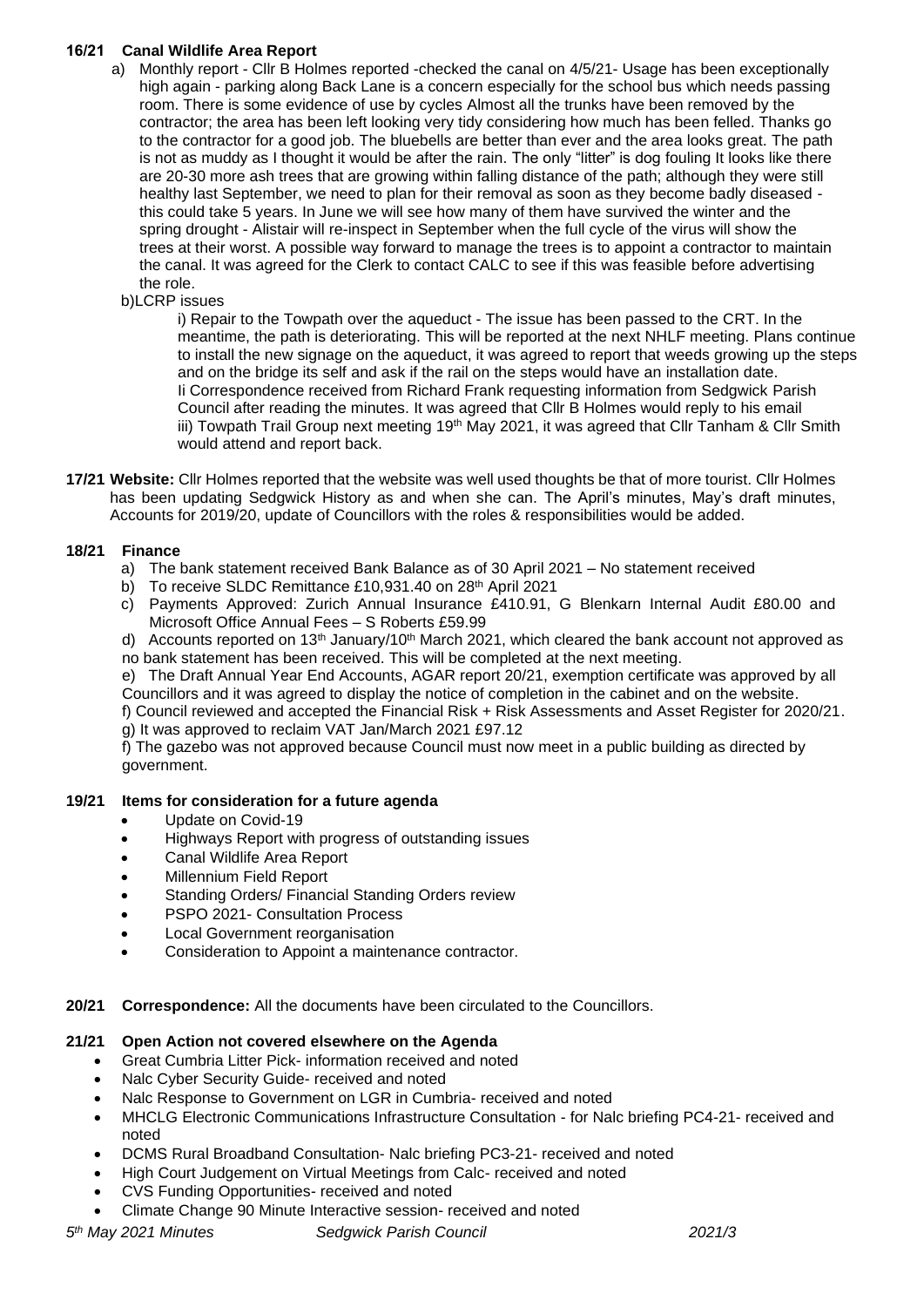**16/21 Canal Wildlife Area Report**

a) Monthly report - Cllr B Holmes reported -checked the canal on 4/5/21- Usage has been exceptionally high again - parking along Back Lane is a concern especially for the school bus which needs passing room. There is some evidence of use by cycles Almost all the trunks have been removed by the contractor; the area has been left looking very tidy considering how much has been felled. Thanks go to the contractor for a good job. The bluebells are better than ever and the area looks great. The path is not as muddy as I thought it would be after the rain. The only "litter" is dog fouling It looks like there are 20-30 more ash trees that are growing within falling distance of the path; although they were still healthy last September, we need to plan for their removal as soon as they become badly diseased - this could take 5 years. In June we will see how many of them have survived the winter and the spring drought - Alistair will re-inspect in September when the full cycle of the virus will show the trees at their worst. A possible way forward to manage the trees is to appoint a contractor to maintain the canal. It was agreed for the Clerk to contact CALC to see if this was feasible before advertising the role.

b)LCRP issues

i) Repair to the Towpath over the aqueduct - The issue has been passed to the CRT. In the meantime, the path is deteriorating. This will be reported at the next NHLF meeting. Plans continue to install the new signage on the aqueduct, it was agreed to report that weeds growing up the steps and on the bridge its self and ask if the rail on the steps would have an installation date.

Ii Correspondence received from Richard Frank requesting information from Sedgwick Parish Council after reading the minutes. It was agreed that Cllr B Holmes would reply to his email

iii) Towpath Trail Group next meeting 19th May 2021, it was agreed that Cllr Tanham & Cllr Smith would attend and report back.

**17/21 Website:** Cllr Holmes reported that the website was well used thoughts be that of more tourist. Cllr Holmes has been updating Sedgwick History as and when she can. The April's minutes, May's draft minutes, Accounts for 2019/20, update of Councillors with the roles & responsibilities would be added.

**18/21 Finance**

a) The bank statement received Bank Balance as of 30 April 2021 – No statement received

b) To receive SLDC Remittance £10,931.40 on 28th April 2021

c) Payments Approved: Zurich Annual Insurance £410.91, G Blenkarn Internal Audit £80.00 and Microsoft Office Annual Fees – S Roberts £59.99

d) Accounts reported on 13th January/10th March 2021, which cleared the bank account not approved as no bank statement has been received. This will be completed at the next meeting.

e) The Draft Annual Year End Accounts, AGAR report 20/21, exemption certificate was approved by all Councillors and it was agreed to display the notice of completion in the cabinet and on the website.

f) Council reviewed and accepted the Financial Risk + Risk Assessments and Asset Register for 2020/21.

g) It was approved to reclaim VAT Jan/March 2021 £97.12

f) The gazebo was not approved because Council must now meet in a public building as directed by government.

**19/21 Items for consideration for a future agenda**

- Update on Covid-19
- Highways Report with progress of outstanding issues
- Canal Wildlife Area Report
- Millennium Field Report
- Standing Orders/ Financial Standing Orders review
- PSPO 2021- Consultation Process
- Local Government reorganisation
- Consideration to Appoint a maintenance contractor.

**20/21 Correspondence:** All the documents have been circulated to the Councillors.

**21/21 Open Action not covered elsewhere on the Agenda**

- Great Cumbria Litter Pick- information received and noted
- Nalc Cyber Security Guide- received and noted
- Nalc Response to Government on LGR in Cumbria- received and noted
- MHCLG Electronic Communications Infrastructure Consultation - for Nalc briefing PC4-21- received and noted
- DCMS Rural Broadband Consultation- Nalc briefing PC3-21- received and noted
- High Court Judgement on Virtual Meetings from Calc- received and noted
- CVS Funding Opportunities- received and noted
- Climate Change 90 Minute Interactive session- received and noted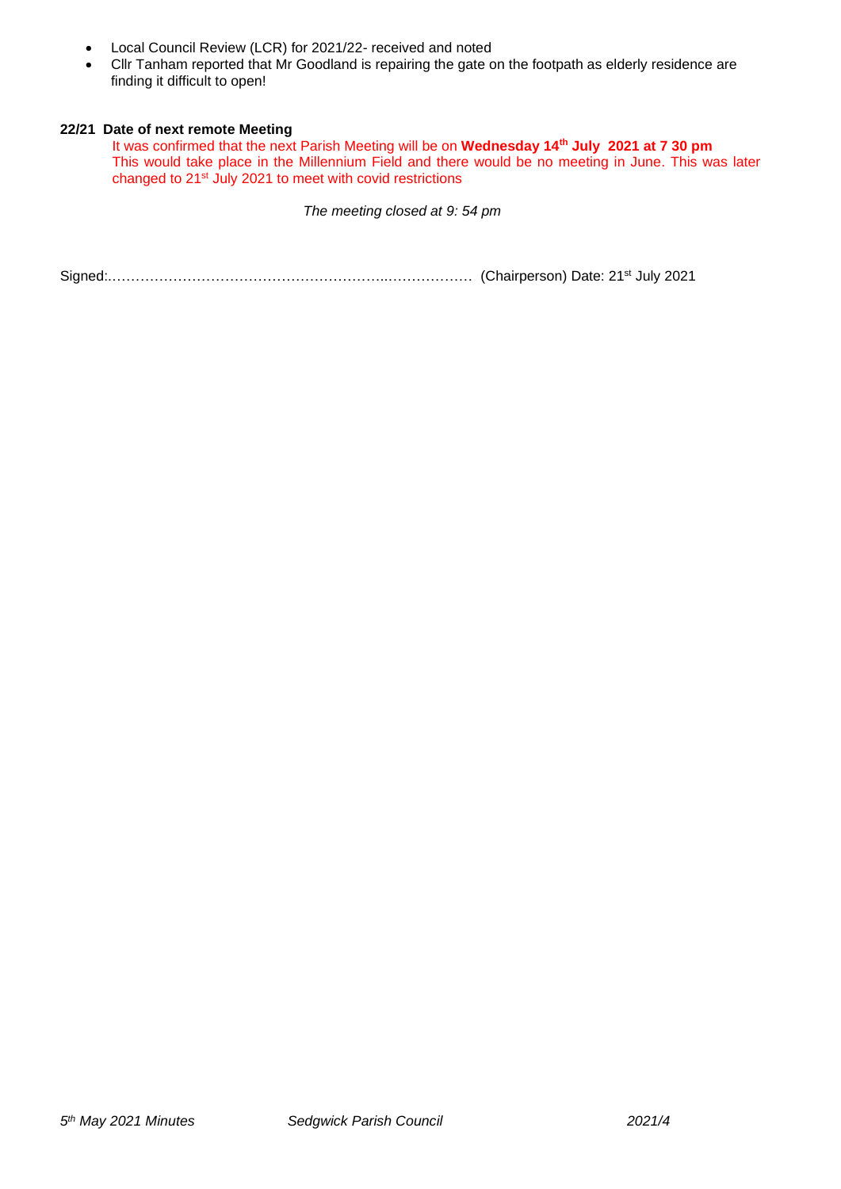- Local Council Review (LCR) for 2021/22- received and noted
- Cllr Tanham reported that Mr Goodland is repairing the gate on the footpath as elderly residence are finding it difficult to open!

**22/21 Date of next remote Meeting**

It was confirmed that the next Parish Meeting will be on **Wednesday 14th July 2021 at 7 30 pm** This would take place in the Millennium Field and there would be no meeting in June. This was later changed to 21st July 2021 to meet with covid restrictions

*The meeting closed at 9: 54 pm*

Signed:…………………………………………………..……………… (Chairperson) Date: 21st July 2021